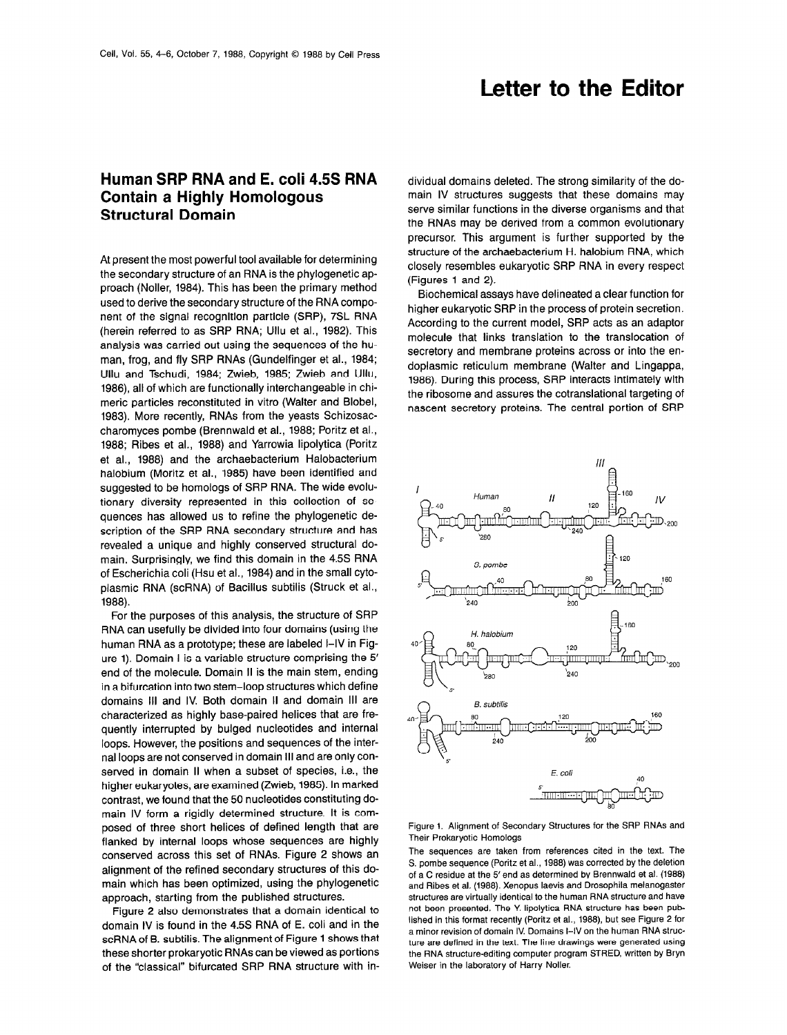# Letter to the Editor

## Human SRP RNA and E. coli 4.5S RNA Contain a Highly Homologous Structural Domain

At present the most powerful tool available for determining the secondary structure of an RNA is the phylogenetic approach (Noller, 1984). This has been the primary method used to derive the secondary structure of the RNA component of the signal recognition particle (SRP), 7SL RNA (herein referred to as SRP RNA; Ullu et al., 1982). This analysis was carried out using the sequences of the human, frog, and fly SRP RNAs (Gundelfinger et al., 1984; Ullu and Tschudi, 1984; Zwieb, 1985; Zwieb and Ullu, 1986), all of which are functionally interchangeable in chimeric particles reconstituted in vitro (Walter and Blobel, 1983). More recently, RNAs from the yeasts Schizosaccharomyces pombe (Brennwald et al., 1988; Poritz et al., 1988; Ribes et al., 1988) and Yarrowia lipolytica (Poritz et al., 1988) and the archaebacterium Halobacterium halobium (Moritz et al., 1985) have been identified and suggested to be homologs of SRP RNA. The wide evolutionary diversity represented in this collection of sequences has allowed us to refine the phylogenetic description of the SRP RNA secondary structure and has revealed a unique and highly conserved structural domain. Surprisingly, we find this domain in the 4.5S RNA of Escherichia coli (Hsu et al., 1984) and in the small cytoplasmic RNA (scRNA) of Bacillus subtilis (Struck et al., 1988).

For the purposes of this analysis, the structure of SRP RNA can usefully be divided into four domains (using the human RNA as a prototype; these are labeled I–IV in Figure 1). Domain I is a variable structure comprising the 5′ end of the molecule. Domain II is the main stem, ending in a bifurcation into two stem–loop structures which define domains III and IV. Both domain II and domain III are characterized as highly base-paired helices that are frequently interrupted by bulged nucleotides and internal loops. However, the positions and sequences of the internal loops are not conserved in domain III and are only conserved in domain II when a subset of species, i.e., the higher eukaryotes, are examined (Zwieb, 1985). In marked contrast, we found that the 50 nucleotides constituting domain IV form a rigidly determined structure. It is composed of three short helices of defined length that are flanked by internal loops whose sequences are highly conserved across this set of RNAs. Figure 2 shows an alignment of the refined secondary structures of this domain which has been optimized, using the phylogenetic approach, starting from the published structures.

Figure 2 also demonstrates that a domain identical to domain IV is found in the 4.5S RNA of E. coli and in the scRNA of B. subtilis. The alignment of Figure 1 shows that these shorter prokaryotic RNAs can be viewed as portions of the "classical" bifurcated SRP RNA structure with individual domains deleted. The strong similarity of the domain IV structures suggests that these domains may serve similar functions in the diverse organisms and that the RNAs may be derived from a common evolutionary precursor. This argument is further supported by the structure of the archaebacterium H. halobium RNA, which closely resembles eukaryotic SRP RNA in every respect (Figures 1 and 2).

Biochemical assays have delineated a clear function for higher eukaryotic SRP in the process of protein secretion. According to the current model, SRP acts as an adaptor molecule that links translation to the translocation of secretory and membrane proteins across or into the endoplasmic reticulum membrane (Walter and Lingappa, 1986). During this process, SRP interacts intimately with the ribosome and assures the cotranslational targeting of nascent secretory proteins. The central portion of SRP

Figure 1. Alignment of Secondary Structures for the SRP RNAs and Their Prokaryotic Homologs

The sequences are taken from references cited in the text. The S. pombe sequence (Poritz et al., 1988) was corrected by the deletion of a C residue at the 5′ end as determined by Brennwald et al. (1988) and Ribes et al. (1988). Xenopus laevis and Drosophila melanogaster structures are virtually identical to the human RNA structure and have not been presented. The Y. lipolytica RNA structure has been published in this format recently (Poritz et al., 1988), but see Figure 2 for a minor revision of domain IV. Domains I–IV on the human RNA structure are defined in the text. The line drawings were generated using the RNA structure-editing computer program STRED, written by Bryn Weiser in the laboratory of Harry Noller.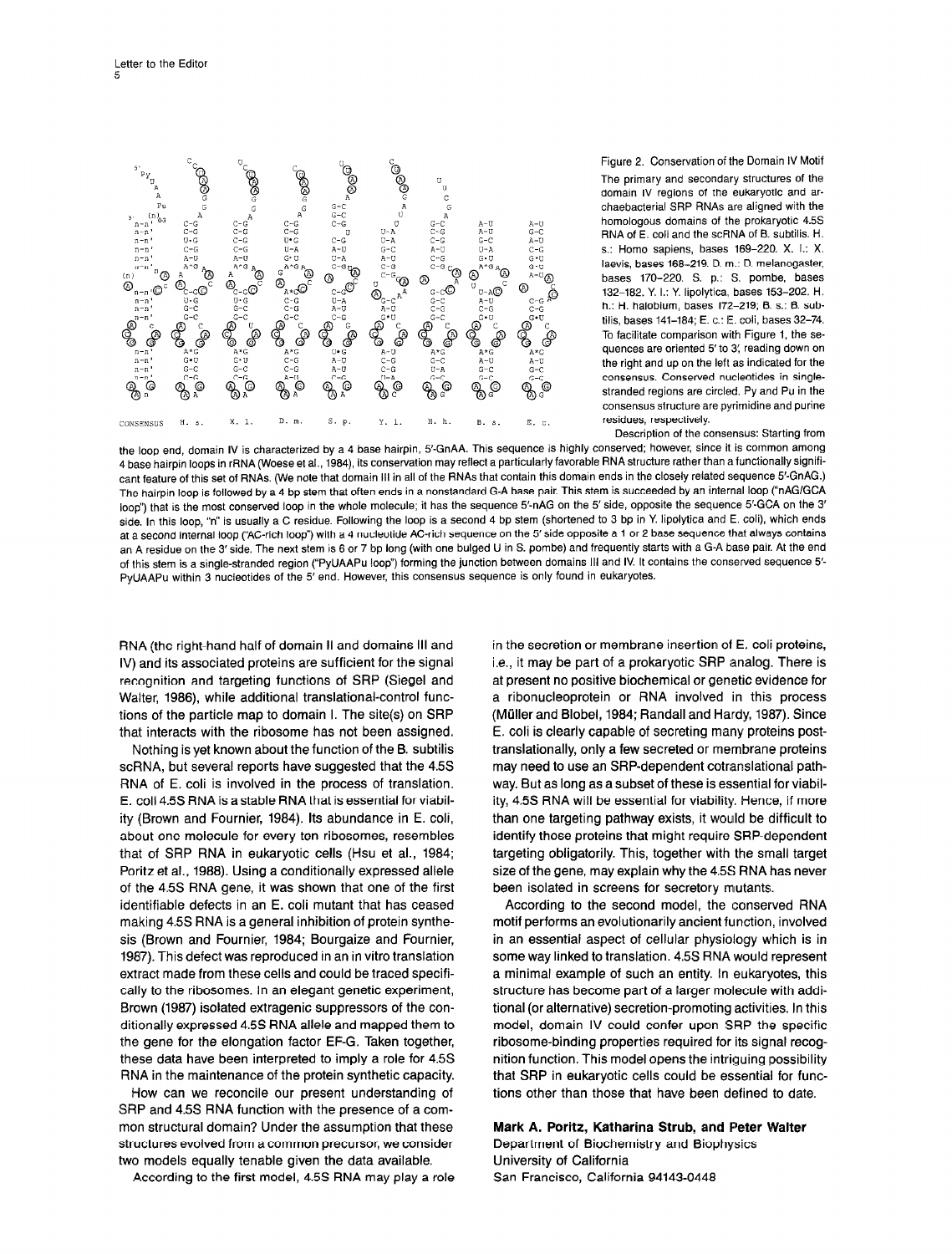Figure 2. Conservation of the Domain IV Motif

The primary and secondary structures of the domain IV regions of the eukaryotic and archaebacterial SRP RNAs are aligned with the homologous domains of the prokaryotic 4.5S RNA of E. coli and the scRNA of B. subtilis. H. s.: Homo sapiens, bases 169–220. X. l.: X. laevis, bases 168–219. D. m.: D. melanogaster, bases 170–220. S. p.: S. pombe, bases 132–182. Y. l.: Y. lipolytica, bases 153–202. H. h.: H. halobium, bases 172–219; B. s.: B. subtilis, bases 141–184; E. c.: E. coli, bases 32–74. To facilitate comparison with Figure 1, the sequences are oriented 5′ to 3′, reading down on the right and up on the left as indicated for the consensus. Conserved nucleotides in single-stranded regions are circled. Py and Pu in the consensus structure are pyrimidine and purine residues, respectively.

Description of the consensus: Starting from the loop end, domain IV is characterized by a 4 base hairpin, 5′-GnAA. This sequence is highly conserved; however, since it is common among 4 base hairpin loops in rRNA (Woese et al., 1984), its conservation may reflect a particularly favorable RNA structure rather than a functionally significant feature of this set of RNAs. (We note that domain III in all of the RNAs that contain this domain ends in the closely related sequence 5′-GnAG.) The hairpin loop is followed by a 4 bp stem that often ends in a nonstandard G-A base pair. This stem is succeeded by an internal loop ("nAG/GCA loop") that is the most conserved loop in the whole molecule; it has the sequence 5′-nAG on the 5′ side, opposite the sequence 5′-GCA on the 3′ side. In this loop, "n" is usually a C residue. Following the loop is a second 4 bp stem (shortened to 3 bp in Y. lipolytica and E. coli), which ends at a second internal loop ("AC-rich loop") with a 4 nucleotide AC-rich sequence on the 5′ side opposite a 1 or 2 base sequence that always contains an A residue on the 3′ side. The next stem is 6 or 7 bp long (with one bulged U in S. pombe) and frequently starts with a G-A base pair. At the end of this stem is a single-stranded region ("PyUAAPu loop") forming the junction between domains III and IV. It contains the conserved sequence 5′-PyUAAPu within 3 nucleotides of the 5′ end. However, this consensus sequence is only found in eukaryotes.

RNA (the right-hand half of domain II and domains III and IV) and its associated proteins are sufficient for the signal recognition and targeting functions of SRP (Siegel and Walter, 1986), while additional translational-control functions of the particle map to domain I. The site(s) on SRP that interacts with the ribosome has not been assigned.

Nothing is yet known about the function of the B. subtilis scRNA, but several reports have suggested that the 4.5S RNA of E. coli is involved in the process of translation. E. coli 4.5S RNA is a stable RNA that is essential for viability (Brown and Fournier, 1984). Its abundance in E. coli, about one molecule for every ten ribosomes, resembles that of SRP RNA in eukaryotic cells (Hsu et al., 1984; Poritz et al., 1988). Using a conditionally expressed allele of the 4.5S RNA gene, it was shown that one of the first identifiable defects in an E. coli mutant that has ceased making 4.5S RNA is a general inhibition of protein synthesis (Brown and Fournier, 1984; Bourgaize and Fournier, 1987). This defect was reproduced in an in vitro translation extract made from these cells and could be traced specifically to the ribosomes. In an elegant genetic experiment, Brown (1987) isolated extragenic suppressors of the conditionally expressed 4.5S RNA allele and mapped them to the gene for the elongation factor EF-G. Taken together, these data have been interpreted to imply a role for 4.5S RNA in the maintenance of the protein synthetic capacity.

How can we reconcile our present understanding of SRP and 4.5S RNA function with the presence of a common structural domain? Under the assumption that these structures evolved from a common precursor, we consider two models equally tenable given the data available.

According to the first model, 4.5S RNA may play a role in the secretion or membrane insertion of E. coli proteins, i.e., it may be part of a prokaryotic SRP analog. There is at present no positive biochemical or genetic evidence for a ribonucleoprotein or RNA involved in this process (Müller and Blobel, 1984; Randall and Hardy, 1987). Since E. coli is clearly capable of secreting many proteins posttranslationally, only a few secreted or membrane proteins may need to use an SRP-dependent cotranslational pathway. But as long as a subset of these is essential for viability, 4.5S RNA will be essential for viability. Hence, if more than one targeting pathway exists, it would be difficult to identify those proteins that might require SRP-dependent targeting obligatorily. This, together with the small target size of the gene, may explain why the 4.5S RNA has never been isolated in screens for secretory mutants.

According to the second model, the conserved RNA motif performs an evolutionarily ancient function, involved in an essential aspect of cellular physiology which is in some way linked to translation. 4.5S RNA would represent a minimal example of such an entity. In eukaryotes, this structure has become part of a larger molecule with additional (or alternative) secretion-promoting activities. In this model, domain IV could confer upon SRP the specific ribosome-binding properties required for its signal recognition function. This model opens the intriguing possibility that SRP in eukaryotic cells could be essential for functions other than those that have been defined to date.

**Mark A. Poritz, Katharina Strub, and Peter Walter**
Department of Biochemistry and Biophysics
University of California
San Francisco, California 94143-0448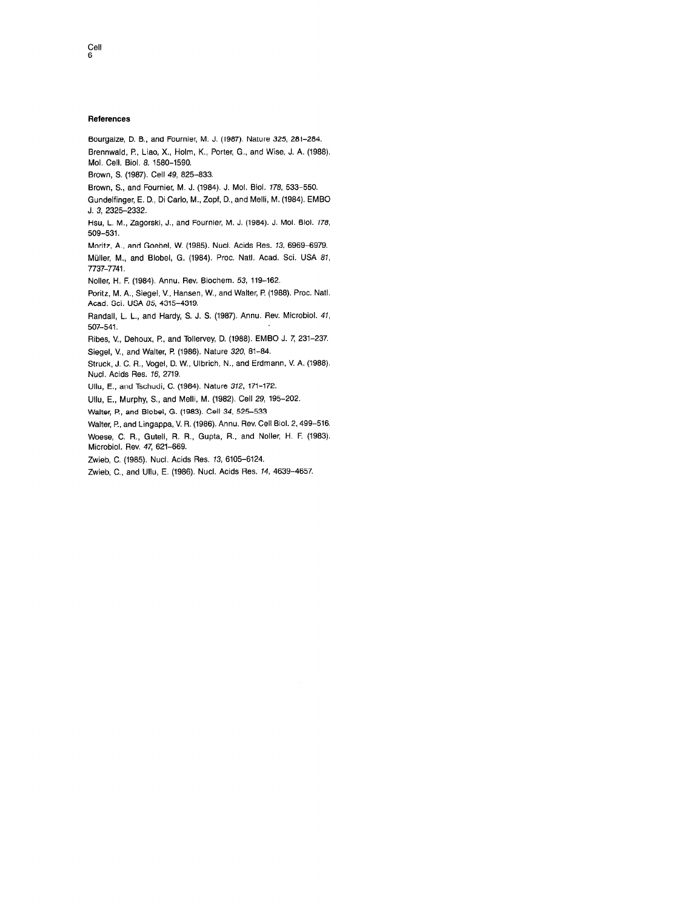## References

Bourgaize, D. B., and Fournier, M. J. (1987). Nature *325*, 281–284.

Brennwald, P., Liao, X., Holm, K., Porter, G., and Wise, J. A. (1988). Mol. Cell. Biol. *8*, 1580–1590.

Brown, S. (1987). Cell *49*, 825–833.

Brown, S., and Fournier, M. J. (1984). J. Mol. Biol. *178*, 533–550.

Gundelfinger, E. D., Di Carlo, M., Zopf, D., and Melli, M. (1984). EMBO J. *3*, 2325–2332.

Hsu, L. M., Zagorski, J., and Fournier, M. J. (1984). J. Mol. Biol. *178*, 509–531.

Moritz, A., and Goebel, W. (1985). Nucl. Acids Res. *13*, 6969–6979.

Müller, M., and Blobel, G. (1984). Proc. Natl. Acad. Sci. USA *81*, 7737–7741.

Noller, H. F. (1984). Annu. Rev. Biochem. *53*, 119–162.

Poritz, M. A., Siegel, V., Hansen, W., and Walter, P. (1988). Proc. Natl. Acad. Sci. USA *85*, 4315–4319.

Randall, L. L., and Hardy, S. J. S. (1987). Annu. Rev. Microbiol. *41*, 507–541.

Ribes, V., Dehoux, P., and Tollervey, D. (1988). EMBO J. *7*, 231–237.

Siegel, V., and Walter, P. (1986). Nature *320*, 81–84.

Struck, J. C. R., Vogel, D. W., Ulbrich, N., and Erdmann, V. A. (1988). Nucl. Acids Res. *16*, 2719.

Ullu, E., and Tschudi, C. (1984). Nature *312*, 171–172.

Ullu, E., Murphy, S., and Melli, M. (1982). Cell *29*, 195–202.

Walter, P., and Blobel, G. (1983). Cell *34*, 525–533.

Walter, P., and Lingappa, V. R. (1986). Annu. Rev. Cell Biol. 2, 499–516.

Woese, C. R., Gutell, R. R., Gupta, R., and Noller, H. F. (1983). Microbiol. Rev. *47*, 621–669.

Zwieb, C. (1985). Nucl. Acids Res. *13*, 6105–6124.

Zwieb, C., and Ullu, E. (1986). Nucl. Acids Res. *14*, 4639–4657.